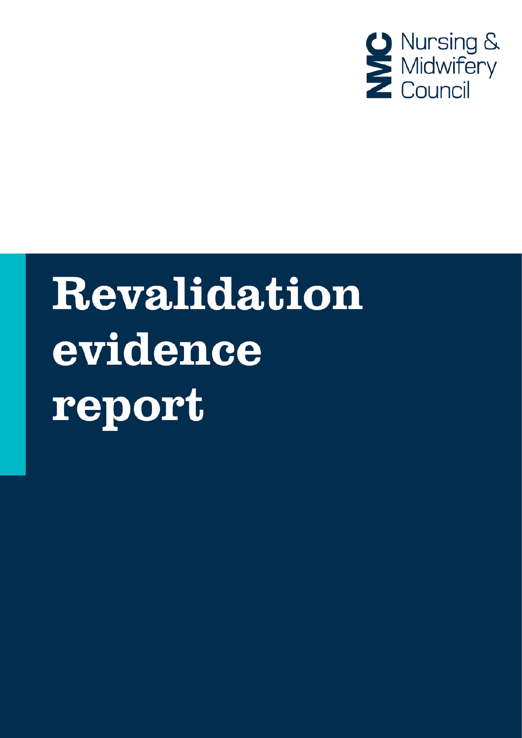Nursing & Midwifery Council

# Revalidation evidence report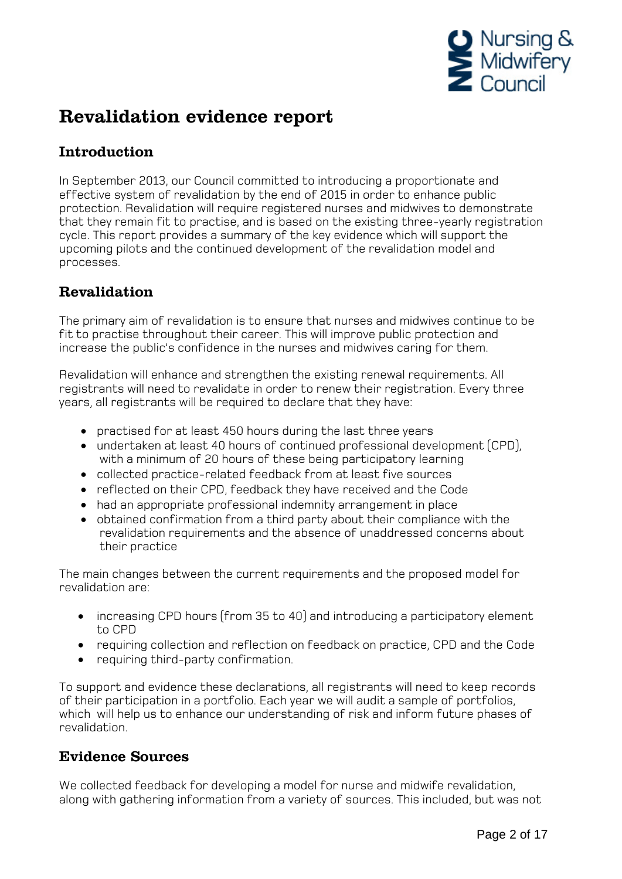# Revalidation evidence report

## Introduction

In September 2013, our Council committed to introducing a proportionate and effective system of revalidation by the end of 2015 in order to enhance public protection. Revalidation will require registered nurses and midwives to demonstrate that they remain fit to practise, and is based on the existing three-yearly registration cycle. This report provides a summary of the key evidence which will support the upcoming pilots and the continued development of the revalidation model and processes.

## Revalidation

The primary aim of revalidation is to ensure that nurses and midwives continue to be fit to practise throughout their career. This will improve public protection and increase the public's confidence in the nurses and midwives caring for them.

Revalidation will enhance and strengthen the existing renewal requirements. All registrants will need to revalidate in order to renew their registration. Every three years, all registrants will be required to declare that they have:

- practised for at least 450 hours during the last three years
- undertaken at least 40 hours of continued professional development (CPD), with a minimum of 20 hours of these being participatory learning
- collected practice-related feedback from at least five sources
- reflected on their CPD, feedback they have received and the Code
- had an appropriate professional indemnity arrangement in place
- obtained confirmation from a third party about their compliance with the revalidation requirements and the absence of unaddressed concerns about their practice

The main changes between the current requirements and the proposed model for revalidation are:

- increasing CPD hours (from 35 to 40) and introducing a participatory element to CPD
- requiring collection and reflection on feedback on practice, CPD and the Code
- requiring third-party confirmation.

To support and evidence these declarations, all registrants will need to keep records of their participation in a portfolio. Each year we will audit a sample of portfolios, which will help us to enhance our understanding of risk and inform future phases of revalidation.

## Evidence Sources

We collected feedback for developing a model for nurse and midwife revalidation, along with gathering information from a variety of sources. This included, but was not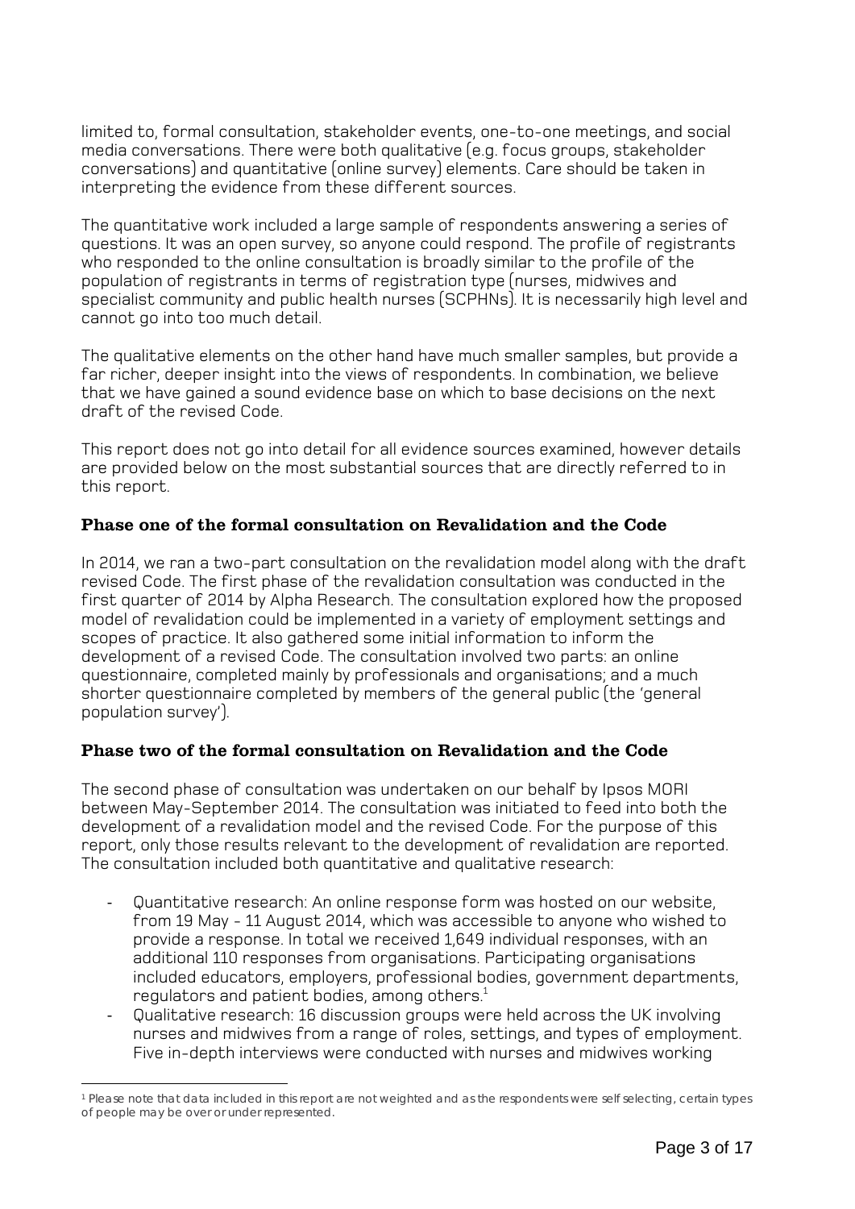limited to, formal consultation, stakeholder events, one-to-one meetings, and social media conversations. There were both qualitative (e.g. focus groups, stakeholder conversations) and quantitative (online survey) elements. Care should be taken in interpreting the evidence from these different sources.

The quantitative work included a large sample of respondents answering a series of questions. It was an open survey, so anyone could respond. The profile of registrants who responded to the online consultation is broadly similar to the profile of the population of registrants in terms of registration type (nurses, midwives and specialist community and public health nurses (SCPHNs). It is necessarily high level and cannot go into too much detail.

The qualitative elements on the other hand have much smaller samples, but provide a far richer, deeper insight into the views of respondents. In combination, we believe that we have gained a sound evidence base on which to base decisions on the next draft of the revised Code.

This report does not go into detail for all evidence sources examined, however details are provided below on the most substantial sources that are directly referred to in this report.

### Phase one of the formal consultation on Revalidation and the Code

In 2014, we ran a two-part consultation on the revalidation model along with the draft revised Code. The first phase of the revalidation consultation was conducted in the first quarter of 2014 by Alpha Research. The consultation explored how the proposed model of revalidation could be implemented in a variety of employment settings and scopes of practice. It also gathered some initial information to inform the development of a revised Code. The consultation involved two parts: an online questionnaire, completed mainly by professionals and organisations; and a much shorter questionnaire completed by members of the general public (the 'general population survey').

### Phase two of the formal consultation on Revalidation and the Code

The second phase of consultation was undertaken on our behalf by Ipsos MORI between May-September 2014. The consultation was initiated to feed into both the development of a revalidation model and the revised Code. For the purpose of this report, only those results relevant to the development of revalidation are reported. The consultation included both quantitative and qualitative research:

- Quantitative research: An online response form was hosted on our website, from 19 May - 11 August 2014, which was accessible to anyone who wished to provide a response. In total we received 1,649 individual responses, with an additional 110 responses from organisations. Participating organisations included educators, employers, professional bodies, government departments, regulators and patient bodies, among others.[1]
- Qualitative research: 16 discussion groups were held across the UK involving nurses and midwives from a range of roles, settings, and types of employment. Five in-depth interviews were conducted with nurses and midwives working

[1] Please note that data included in this report are not weighted and as the respondents were self selecting, certain types of people may be over or under represented.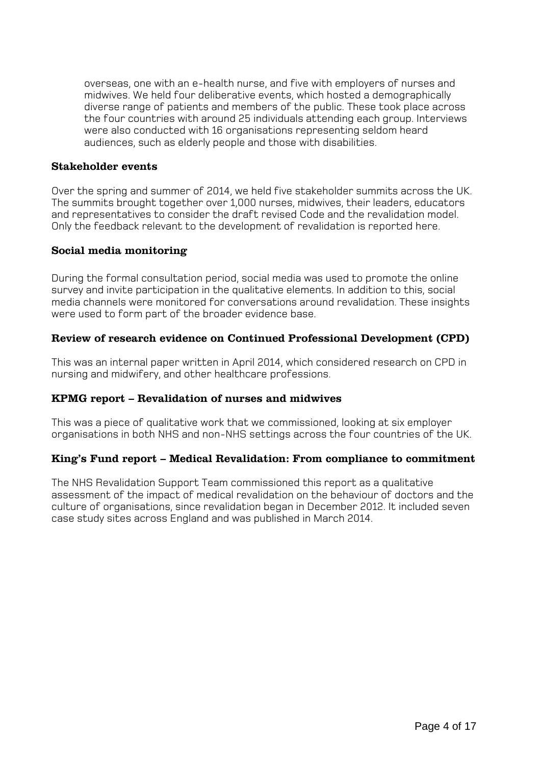overseas, one with an e-health nurse, and five with employers of nurses and midwives. We held four deliberative events, which hosted a demographically diverse range of patients and members of the public. These took place across the four countries with around 25 individuals attending each group. Interviews were also conducted with 16 organisations representing seldom heard audiences, such as elderly people and those with disabilities.

**Stakeholder events**

Over the spring and summer of 2014, we held five stakeholder summits across the UK. The summits brought together over 1,000 nurses, midwives, their leaders, educators and representatives to consider the draft revised Code and the revalidation model. Only the feedback relevant to the development of revalidation is reported here.

**Social media monitoring**

During the formal consultation period, social media was used to promote the online survey and invite participation in the qualitative elements. In addition to this, social media channels were monitored for conversations around revalidation. These insights were used to form part of the broader evidence base.

**Review of research evidence on Continued Professional Development (CPD)**

This was an internal paper written in April 2014, which considered research on CPD in nursing and midwifery, and other healthcare professions.

**KPMG report – Revalidation of nurses and midwives**

This was a piece of qualitative work that we commissioned, looking at six employer organisations in both NHS and non-NHS settings across the four countries of the UK.

**King's Fund report – Medical Revalidation: From compliance to commitment**

The NHS Revalidation Support Team commissioned this report as a qualitative assessment of the impact of medical revalidation on the behaviour of doctors and the culture of organisations, since revalidation began in December 2012. It included seven case study sites across England and was published in March 2014.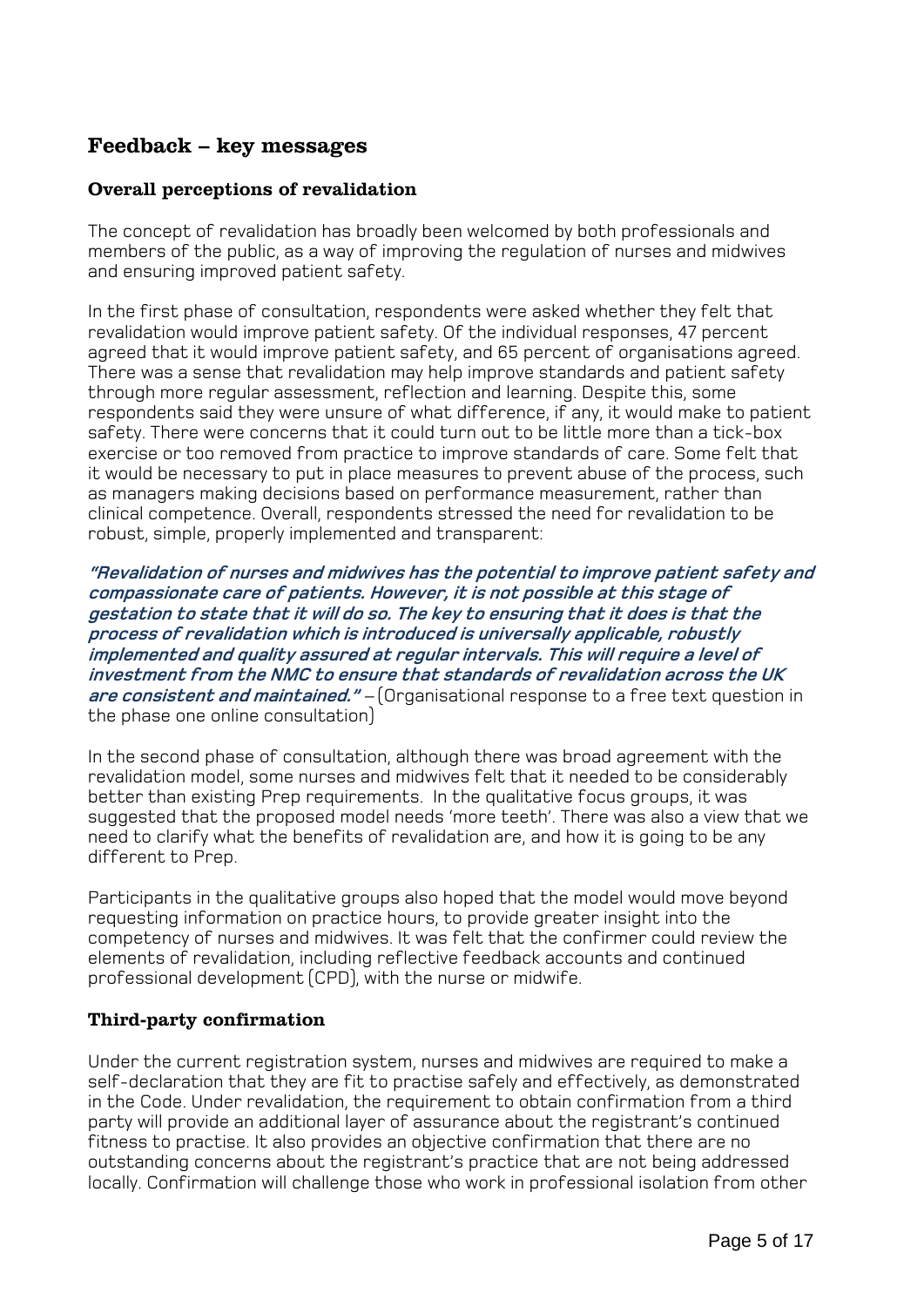## Feedback – key messages

### Overall perceptions of revalidation

The concept of revalidation has broadly been welcomed by both professionals and members of the public, as a way of improving the regulation of nurses and midwives and ensuring improved patient safety.

In the first phase of consultation, respondents were asked whether they felt that revalidation would improve patient safety. Of the individual responses, 47 percent agreed that it would improve patient safety, and 65 percent of organisations agreed. There was a sense that revalidation may help improve standards and patient safety through more regular assessment, reflection and learning. Despite this, some respondents said they were unsure of what difference, if any, it would make to patient safety. There were concerns that it could turn out to be little more than a tick-box exercise or too removed from practice to improve standards of care. Some felt that it would be necessary to put in place measures to prevent abuse of the process, such as managers making decisions based on performance measurement, rather than clinical competence. Overall, respondents stressed the need for revalidation to be robust, simple, properly implemented and transparent:

***"Revalidation of nurses and midwives has the potential to improve patient safety and compassionate care of patients. However, it is not possible at this stage of gestation to state that it will do so. The key to ensuring that it does is that the process of revalidation which is introduced is universally applicable, robustly implemented and quality assured at regular intervals. This will require a level of investment from the NMC to ensure that standards of revalidation across the UK are consistent and maintained."*** – (Organisational response to a free text question in the phase one online consultation)

In the second phase of consultation, although there was broad agreement with the revalidation model, some nurses and midwives felt that it needed to be considerably better than existing Prep requirements. In the qualitative focus groups, it was suggested that the proposed model needs 'more teeth'. There was also a view that we need to clarify what the benefits of revalidation are, and how it is going to be any different to Prep.

Participants in the qualitative groups also hoped that the model would move beyond requesting information on practice hours, to provide greater insight into the competency of nurses and midwives. It was felt that the confirmer could review the elements of revalidation, including reflective feedback accounts and continued professional development (CPD), with the nurse or midwife.

### Third-party confirmation

Under the current registration system, nurses and midwives are required to make a self-declaration that they are fit to practise safely and effectively, as demonstrated in the Code. Under revalidation, the requirement to obtain confirmation from a third party will provide an additional layer of assurance about the registrant's continued fitness to practise. It also provides an objective confirmation that there are no outstanding concerns about the registrant's practice that are not being addressed locally. Confirmation will challenge those who work in professional isolation from other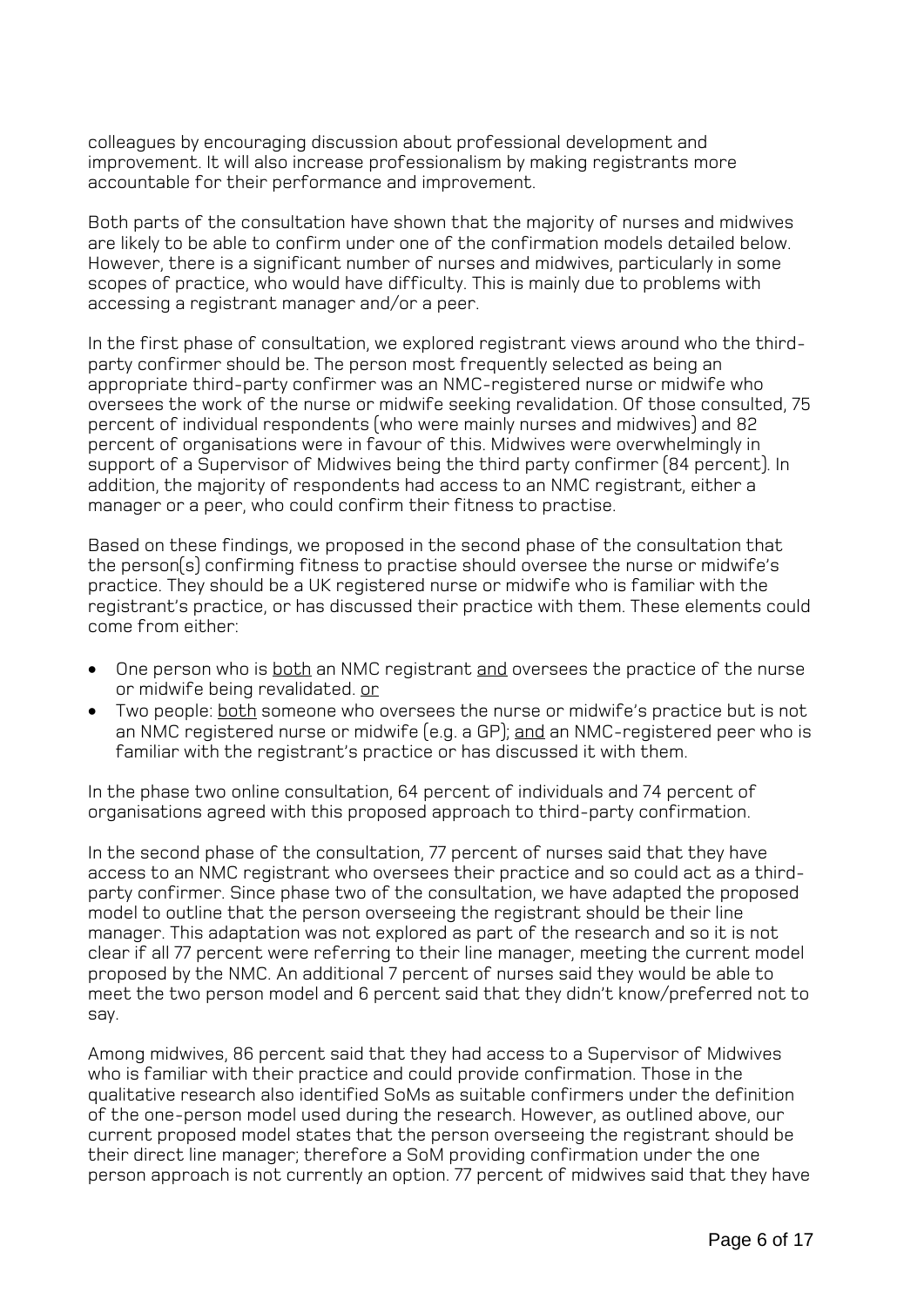colleagues by encouraging discussion about professional development and improvement. It will also increase professionalism by making registrants more accountable for their performance and improvement.

Both parts of the consultation have shown that the majority of nurses and midwives are likely to be able to confirm under one of the confirmation models detailed below. However, there is a significant number of nurses and midwives, particularly in some scopes of practice, who would have difficulty. This is mainly due to problems with accessing a registrant manager and/or a peer.

In the first phase of consultation, we explored registrant views around who the third-party confirmer should be. The person most frequently selected as being an appropriate third-party confirmer was an NMC-registered nurse or midwife who oversees the work of the nurse or midwife seeking revalidation. Of those consulted, 75 percent of individual respondents (who were mainly nurses and midwives) and 82 percent of organisations were in favour of this. Midwives were overwhelmingly in support of a Supervisor of Midwives being the third party confirmer (84 percent). In addition, the majority of respondents had access to an NMC registrant, either a manager or a peer, who could confirm their fitness to practise.

Based on these findings, we proposed in the second phase of the consultation that the person(s) confirming fitness to practise should oversee the nurse or midwife's practice. They should be a UK registered nurse or midwife who is familiar with the registrant's practice, or has discussed their practice with them. These elements could come from either:

- One person who is <u>both</u> an NMC registrant <u>and</u> oversees the practice of the nurse or midwife being revalidated. <u>or</u>
- Two people: <u>both</u> someone who oversees the nurse or midwife's practice but is not an NMC registered nurse or midwife (e.g. a GP); <u>and</u> an NMC-registered peer who is familiar with the registrant's practice or has discussed it with them.

In the phase two online consultation, 64 percent of individuals and 74 percent of organisations agreed with this proposed approach to third-party confirmation.

In the second phase of the consultation, 77 percent of nurses said that they have access to an NMC registrant who oversees their practice and so could act as a third-party confirmer. Since phase two of the consultation, we have adapted the proposed model to outline that the person overseeing the registrant should be their line manager. This adaptation was not explored as part of the research and so it is not clear if all 77 percent were referring to their line manager, meeting the current model proposed by the NMC. An additional 7 percent of nurses said they would be able to meet the two person model and 6 percent said that they didn't know/preferred not to say.

Among midwives, 86 percent said that they had access to a Supervisor of Midwives who is familiar with their practice and could provide confirmation. Those in the qualitative research also identified SoMs as suitable confirmers under the definition of the one-person model used during the research. However, as outlined above, our current proposed model states that the person overseeing the registrant should be their direct line manager; therefore a SoM providing confirmation under the one person approach is not currently an option. 77 percent of midwives said that they have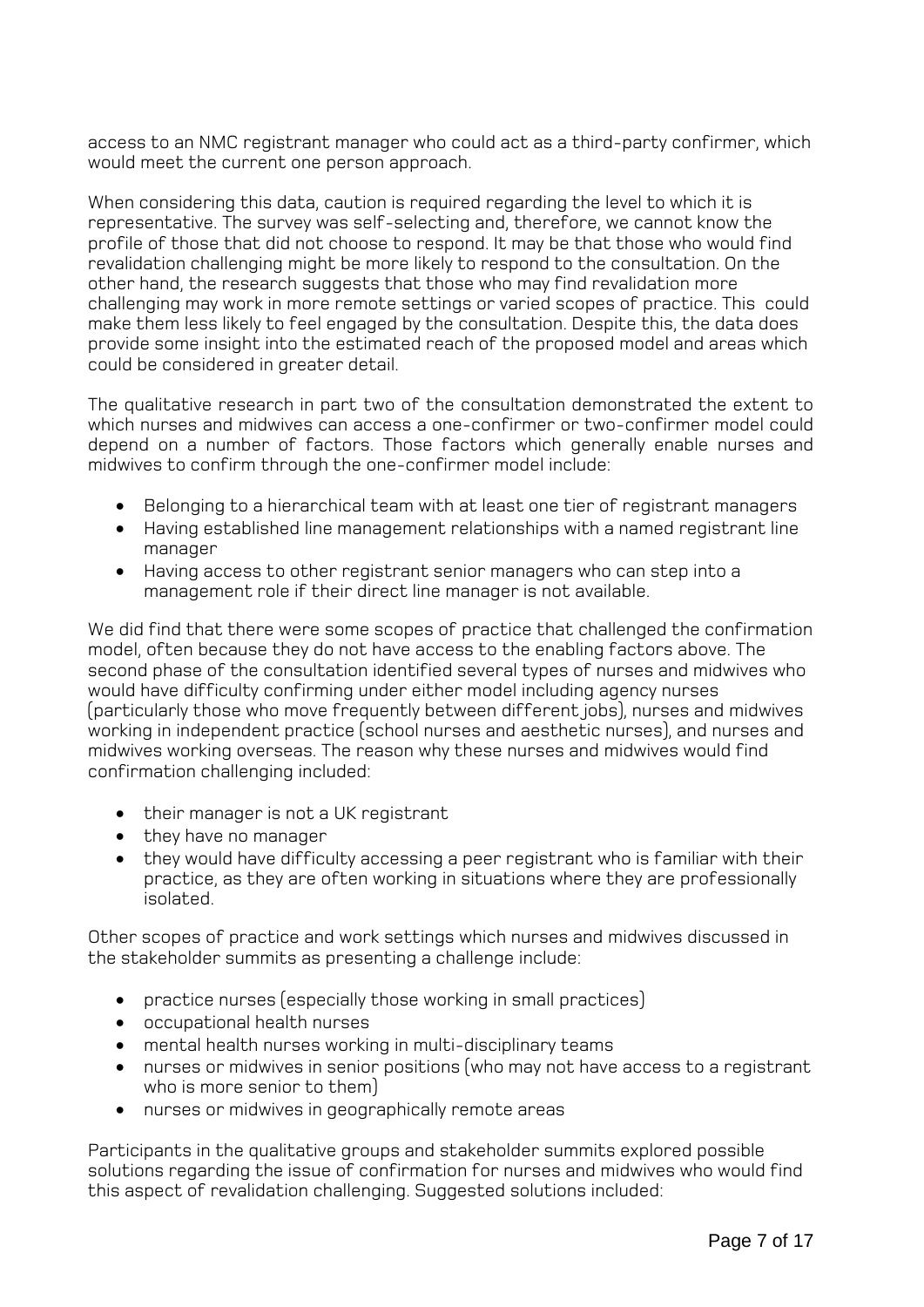access to an NMC registrant manager who could act as a third-party confirmer, which would meet the current one person approach.

When considering this data, caution is required regarding the level to which it is representative. The survey was self-selecting and, therefore, we cannot know the profile of those that did not choose to respond. It may be that those who would find revalidation challenging might be more likely to respond to the consultation. On the other hand, the research suggests that those who may find revalidation more challenging may work in more remote settings or varied scopes of practice. This could make them less likely to feel engaged by the consultation. Despite this, the data does provide some insight into the estimated reach of the proposed model and areas which could be considered in greater detail.

The qualitative research in part two of the consultation demonstrated the extent to which nurses and midwives can access a one-confirmer or two-confirmer model could depend on a number of factors. Those factors which generally enable nurses and midwives to confirm through the one-confirmer model include:

- Belonging to a hierarchical team with at least one tier of registrant managers
- Having established line management relationships with a named registrant line manager
- Having access to other registrant senior managers who can step into a management role if their direct line manager is not available.

We did find that there were some scopes of practice that challenged the confirmation model, often because they do not have access to the enabling factors above. The second phase of the consultation identified several types of nurses and midwives who would have difficulty confirming under either model including agency nurses (particularly those who move frequently between different jobs), nurses and midwives working in independent practice (school nurses and aesthetic nurses), and nurses and midwives working overseas. The reason why these nurses and midwives would find confirmation challenging included:

- their manager is not a UK registrant
- they have no manager
- they would have difficulty accessing a peer registrant who is familiar with their practice, as they are often working in situations where they are professionally isolated.

Other scopes of practice and work settings which nurses and midwives discussed in the stakeholder summits as presenting a challenge include:

- practice nurses (especially those working in small practices)
- occupational health nurses
- mental health nurses working in multi-disciplinary teams
- nurses or midwives in senior positions (who may not have access to a registrant who is more senior to them)
- nurses or midwives in geographically remote areas

Participants in the qualitative groups and stakeholder summits explored possible solutions regarding the issue of confirmation for nurses and midwives who would find this aspect of revalidation challenging. Suggested solutions included: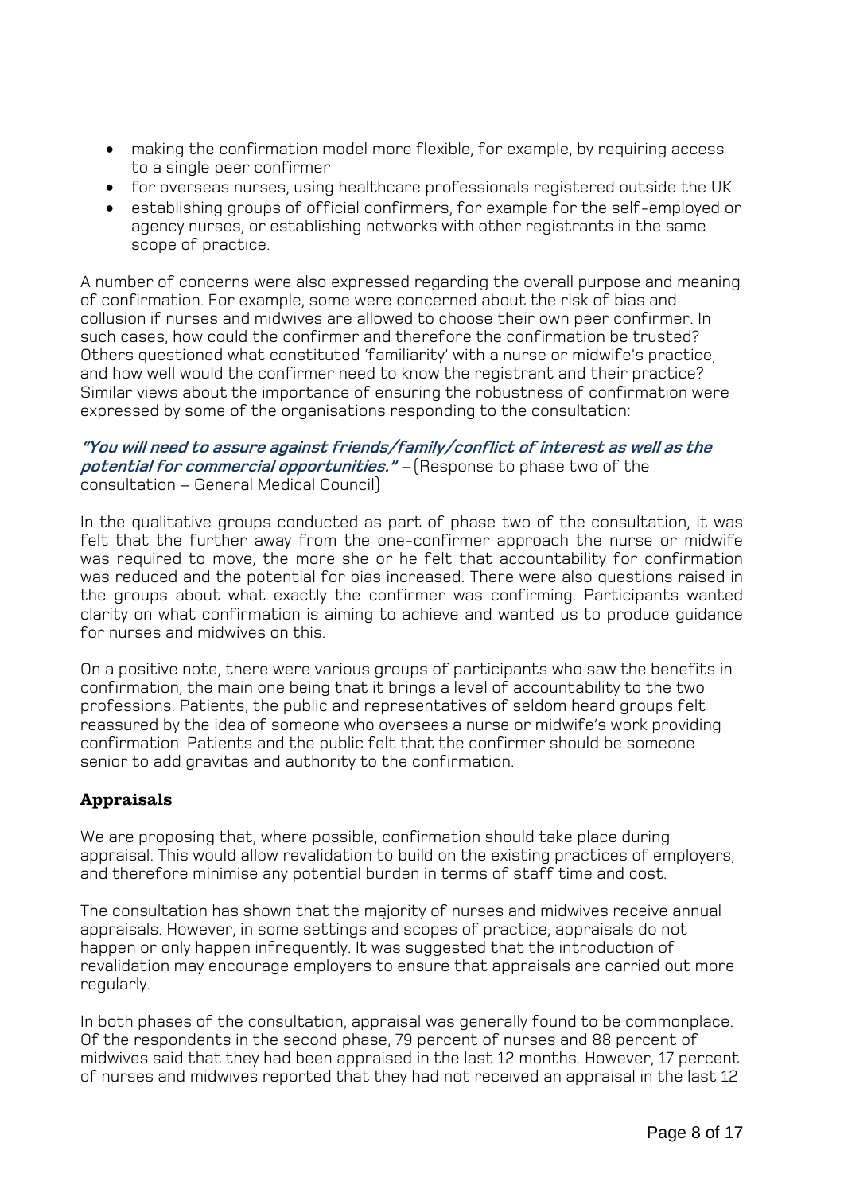- making the confirmation model more flexible, for example, by requiring access to a single peer confirmer
- for overseas nurses, using healthcare professionals registered outside the UK
- establishing groups of official confirmers, for example for the self-employed or agency nurses, or establishing networks with other registrants in the same scope of practice.

A number of concerns were also expressed regarding the overall purpose and meaning of confirmation. For example, some were concerned about the risk of bias and collusion if nurses and midwives are allowed to choose their own peer confirmer. In such cases, how could the confirmer and therefore the confirmation be trusted? Others questioned what constituted 'familiarity' with a nurse or midwife's practice, and how well would the confirmer need to know the registrant and their practice? Similar views about the importance of ensuring the robustness of confirmation were expressed by some of the organisations responding to the consultation:

***"You will need to assure against friends/family/conflict of interest as well as the potential for commercial opportunities."*** – (Response to phase two of the consultation – General Medical Council)

In the qualitative groups conducted as part of phase two of the consultation, it was felt that the further away from the one-confirmer approach the nurse or midwife was required to move, the more she or he felt that accountability for confirmation was reduced and the potential for bias increased. There were also questions raised in the groups about what exactly the confirmer was confirming. Participants wanted clarity on what confirmation is aiming to achieve and wanted us to produce guidance for nurses and midwives on this.

On a positive note, there were various groups of participants who saw the benefits in confirmation, the main one being that it brings a level of accountability to the two professions. Patients, the public and representatives of seldom heard groups felt reassured by the idea of someone who oversees a nurse or midwife's work providing confirmation. Patients and the public felt that the confirmer should be someone senior to add gravitas and authority to the confirmation.

### Appraisals

We are proposing that, where possible, confirmation should take place during appraisal. This would allow revalidation to build on the existing practices of employers, and therefore minimise any potential burden in terms of staff time and cost.

The consultation has shown that the majority of nurses and midwives receive annual appraisals. However, in some settings and scopes of practice, appraisals do not happen or only happen infrequently. It was suggested that the introduction of revalidation may encourage employers to ensure that appraisals are carried out more regularly.

In both phases of the consultation, appraisal was generally found to be commonplace. Of the respondents in the second phase, 79 percent of nurses and 88 percent of midwives said that they had been appraised in the last 12 months. However, 17 percent of nurses and midwives reported that they had not received an appraisal in the last 12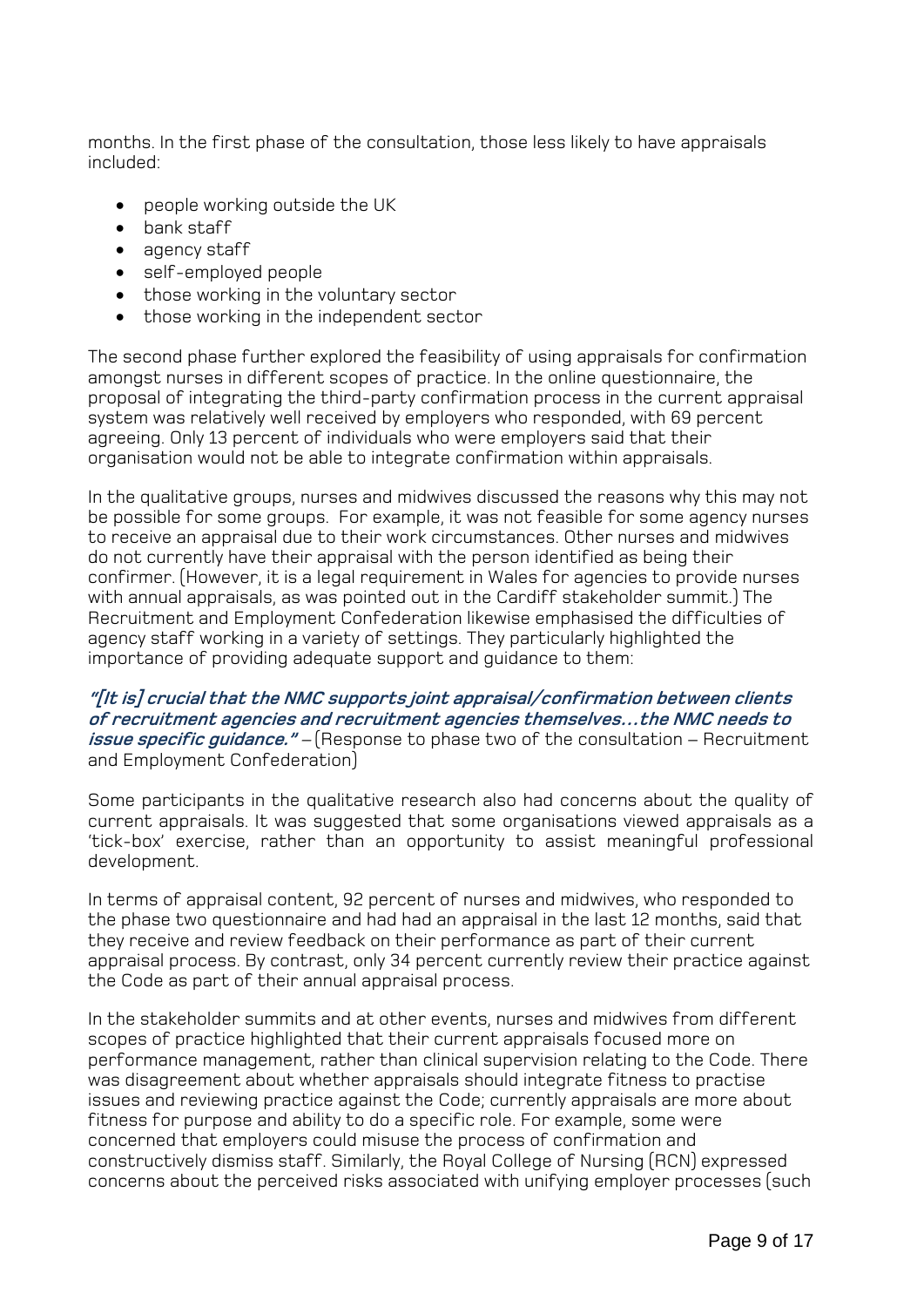months. In the first phase of the consultation, those less likely to have appraisals included:

- people working outside the UK
- bank staff
- agency staff
- self-employed people
- those working in the voluntary sector
- those working in the independent sector

The second phase further explored the feasibility of using appraisals for confirmation amongst nurses in different scopes of practice. In the online questionnaire, the proposal of integrating the third-party confirmation process in the current appraisal system was relatively well received by employers who responded, with 69 percent agreeing. Only 13 percent of individuals who were employers said that their organisation would not be able to integrate confirmation within appraisals.

In the qualitative groups, nurses and midwives discussed the reasons why this may not be possible for some groups. For example, it was not feasible for some agency nurses to receive an appraisal due to their work circumstances. Other nurses and midwives do not currently have their appraisal with the person identified as being their confirmer. (However, it is a legal requirement in Wales for agencies to provide nurses with annual appraisals, as was pointed out in the Cardiff stakeholder summit.) The Recruitment and Employment Confederation likewise emphasised the difficulties of agency staff working in a variety of settings. They particularly highlighted the importance of providing adequate support and guidance to them:

***"[It is] crucial that the NMC supports joint appraisal/confirmation between clients of recruitment agencies and recruitment agencies themselves…the NMC needs to issue specific guidance."*** – (Response to phase two of the consultation – Recruitment and Employment Confederation)

Some participants in the qualitative research also had concerns about the quality of current appraisals. It was suggested that some organisations viewed appraisals as a 'tick-box' exercise, rather than an opportunity to assist meaningful professional development.

In terms of appraisal content, 92 percent of nurses and midwives, who responded to the phase two questionnaire and had had an appraisal in the last 12 months, said that they receive and review feedback on their performance as part of their current appraisal process. By contrast, only 34 percent currently review their practice against the Code as part of their annual appraisal process.

In the stakeholder summits and at other events, nurses and midwives from different scopes of practice highlighted that their current appraisals focused more on performance management, rather than clinical supervision relating to the Code. There was disagreement about whether appraisals should integrate fitness to practise issues and reviewing practice against the Code; currently appraisals are more about fitness for purpose and ability to do a specific role. For example, some were concerned that employers could misuse the process of confirmation and constructively dismiss staff. Similarly, the Royal College of Nursing (RCN) expressed concerns about the perceived risks associated with unifying employer processes (such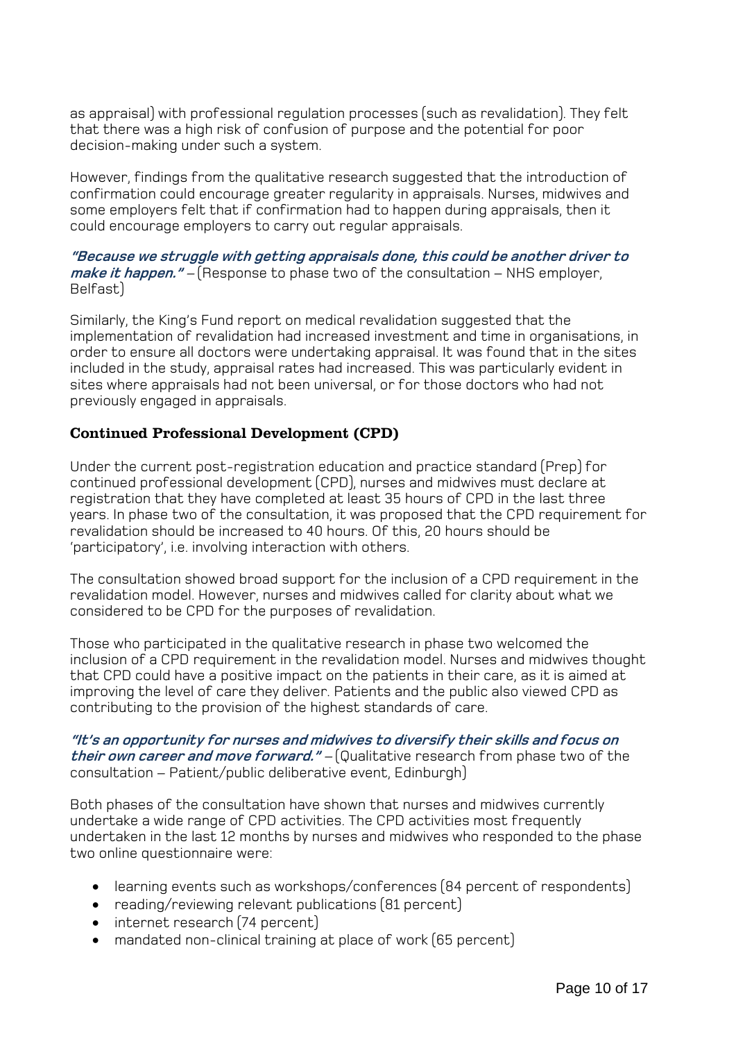as appraisal) with professional regulation processes (such as revalidation). They felt that there was a high risk of confusion of purpose and the potential for poor decision-making under such a system.

However, findings from the qualitative research suggested that the introduction of confirmation could encourage greater regularity in appraisals. Nurses, midwives and some employers felt that if confirmation had to happen during appraisals, then it could encourage employers to carry out regular appraisals.

***"Because we struggle with getting appraisals done, this could be another driver to make it happen."*** – (Response to phase two of the consultation – NHS employer, Belfast)

Similarly, the King's Fund report on medical revalidation suggested that the implementation of revalidation had increased investment and time in organisations, in order to ensure all doctors were undertaking appraisal. It was found that in the sites included in the study, appraisal rates had increased. This was particularly evident in sites where appraisals had not been universal, or for those doctors who had not previously engaged in appraisals.

### Continued Professional Development (CPD)

Under the current post-registration education and practice standard (Prep) for continued professional development (CPD), nurses and midwives must declare at registration that they have completed at least 35 hours of CPD in the last three years. In phase two of the consultation, it was proposed that the CPD requirement for revalidation should be increased to 40 hours. Of this, 20 hours should be 'participatory', i.e. involving interaction with others.

The consultation showed broad support for the inclusion of a CPD requirement in the revalidation model. However, nurses and midwives called for clarity about what we considered to be CPD for the purposes of revalidation.

Those who participated in the qualitative research in phase two welcomed the inclusion of a CPD requirement in the revalidation model. Nurses and midwives thought that CPD could have a positive impact on the patients in their care, as it is aimed at improving the level of care they deliver. Patients and the public also viewed CPD as contributing to the provision of the highest standards of care.

***"It's an opportunity for nurses and midwives to diversify their skills and focus on their own career and move forward."*** – (Qualitative research from phase two of the consultation – Patient/public deliberative event, Edinburgh)

Both phases of the consultation have shown that nurses and midwives currently undertake a wide range of CPD activities. The CPD activities most frequently undertaken in the last 12 months by nurses and midwives who responded to the phase two online questionnaire were:

- learning events such as workshops/conferences (84 percent of respondents)
- reading/reviewing relevant publications (81 percent)
- internet research (74 percent)
- mandated non-clinical training at place of work (65 percent)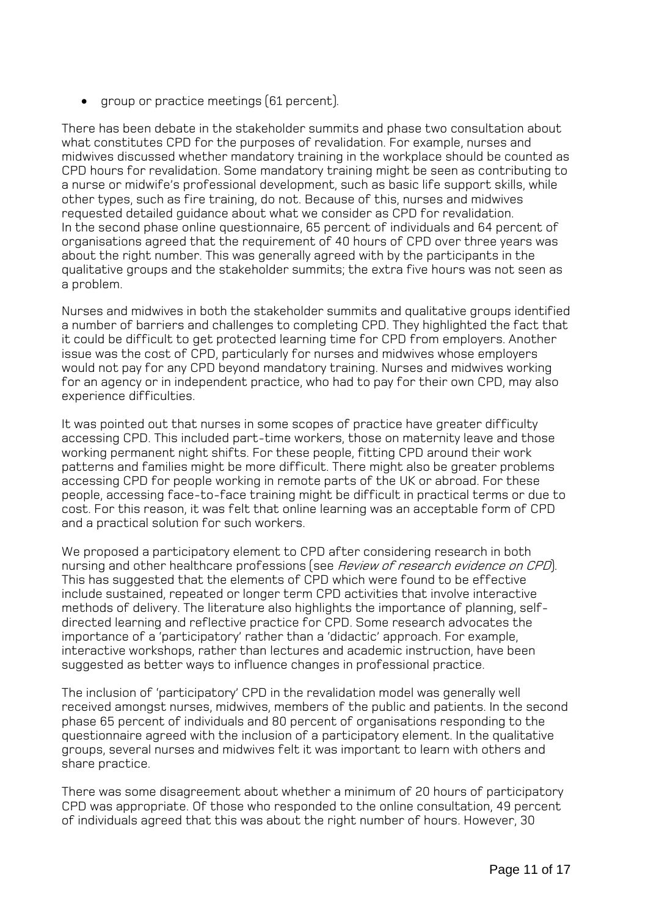- group or practice meetings (61 percent).

There has been debate in the stakeholder summits and phase two consultation about what constitutes CPD for the purposes of revalidation. For example, nurses and midwives discussed whether mandatory training in the workplace should be counted as CPD hours for revalidation. Some mandatory training might be seen as contributing to a nurse or midwife's professional development, such as basic life support skills, while other types, such as fire training, do not. Because of this, nurses and midwives requested detailed guidance about what we consider as CPD for revalidation.
In the second phase online questionnaire, 65 percent of individuals and 64 percent of organisations agreed that the requirement of 40 hours of CPD over three years was about the right number. This was generally agreed with by the participants in the qualitative groups and the stakeholder summits; the extra five hours was not seen as a problem.

Nurses and midwives in both the stakeholder summits and qualitative groups identified a number of barriers and challenges to completing CPD. They highlighted the fact that it could be difficult to get protected learning time for CPD from employers. Another issue was the cost of CPD, particularly for nurses and midwives whose employers would not pay for any CPD beyond mandatory training. Nurses and midwives working for an agency or in independent practice, who had to pay for their own CPD, may also experience difficulties.

It was pointed out that nurses in some scopes of practice have greater difficulty accessing CPD. This included part-time workers, those on maternity leave and those working permanent night shifts. For these people, fitting CPD around their work patterns and families might be more difficult. There might also be greater problems accessing CPD for people working in remote parts of the UK or abroad. For these people, accessing face-to-face training might be difficult in practical terms or due to cost. For this reason, it was felt that online learning was an acceptable form of CPD and a practical solution for such workers.

We proposed a participatory element to CPD after considering research in both nursing and other healthcare professions (see *Review of research evidence on CPD*). This has suggested that the elements of CPD which were found to be effective include sustained, repeated or longer term CPD activities that involve interactive methods of delivery. The literature also highlights the importance of planning, self-directed learning and reflective practice for CPD. Some research advocates the importance of a 'participatory' rather than a 'didactic' approach. For example, interactive workshops, rather than lectures and academic instruction, have been suggested as better ways to influence changes in professional practice.

The inclusion of 'participatory' CPD in the revalidation model was generally well received amongst nurses, midwives, members of the public and patients. In the second phase 65 percent of individuals and 80 percent of organisations responding to the questionnaire agreed with the inclusion of a participatory element. In the qualitative groups, several nurses and midwives felt it was important to learn with others and share practice.

There was some disagreement about whether a minimum of 20 hours of participatory CPD was appropriate. Of those who responded to the online consultation, 49 percent of individuals agreed that this was about the right number of hours. However, 30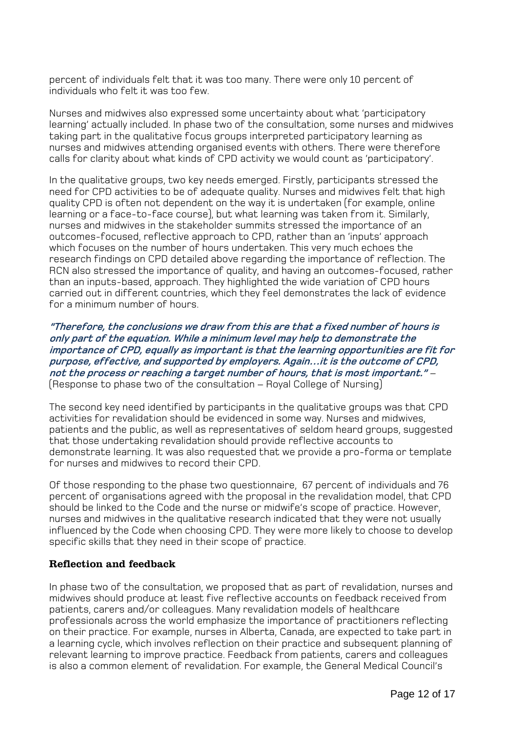percent of individuals felt that it was too many. There were only 10 percent of individuals who felt it was too few.

Nurses and midwives also expressed some uncertainty about what 'participatory learning' actually included. In phase two of the consultation, some nurses and midwives taking part in the qualitative focus groups interpreted participatory learning as nurses and midwives attending organised events with others. There were therefore calls for clarity about what kinds of CPD activity we would count as 'participatory'.

In the qualitative groups, two key needs emerged. Firstly, participants stressed the need for CPD activities to be of adequate quality. Nurses and midwives felt that high quality CPD is often not dependent on the way it is undertaken (for example, online learning or a face-to-face course), but what learning was taken from it. Similarly, nurses and midwives in the stakeholder summits stressed the importance of an outcomes-focused, reflective approach to CPD, rather than an 'inputs' approach which focuses on the number of hours undertaken. This very much echoes the research findings on CPD detailed above regarding the importance of reflection. The RCN also stressed the importance of quality, and having an outcomes-focused, rather than an inputs-based, approach. They highlighted the wide variation of CPD hours carried out in different countries, which they feel demonstrates the lack of evidence for a minimum number of hours.

***"Therefore, the conclusions we draw from this are that a fixed number of hours is only part of the equation. While a minimum level may help to demonstrate the importance of CPD, equally as important is that the learning opportunities are fit for purpose, effective, and supported by employers. Again…it is the outcome of CPD, not the process or reaching a target number of hours, that is most important."*** – (Response to phase two of the consultation – Royal College of Nursing)

The second key need identified by participants in the qualitative groups was that CPD activities for revalidation should be evidenced in some way. Nurses and midwives, patients and the public, as well as representatives of seldom heard groups, suggested that those undertaking revalidation should provide reflective accounts to demonstrate learning. It was also requested that we provide a pro-forma or template for nurses and midwives to record their CPD.

Of those responding to the phase two questionnaire, 67 percent of individuals and 76 percent of organisations agreed with the proposal in the revalidation model, that CPD should be linked to the Code and the nurse or midwife's scope of practice. However, nurses and midwives in the qualitative research indicated that they were not usually influenced by the Code when choosing CPD. They were more likely to choose to develop specific skills that they need in their scope of practice.

### Reflection and feedback

In phase two of the consultation, we proposed that as part of revalidation, nurses and midwives should produce at least five reflective accounts on feedback received from patients, carers and/or colleagues. Many revalidation models of healthcare professionals across the world emphasize the importance of practitioners reflecting on their practice. For example, nurses in Alberta, Canada, are expected to take part in a learning cycle, which involves reflection on their practice and subsequent planning of relevant learning to improve practice. Feedback from patients, carers and colleagues is also a common element of revalidation. For example, the General Medical Council's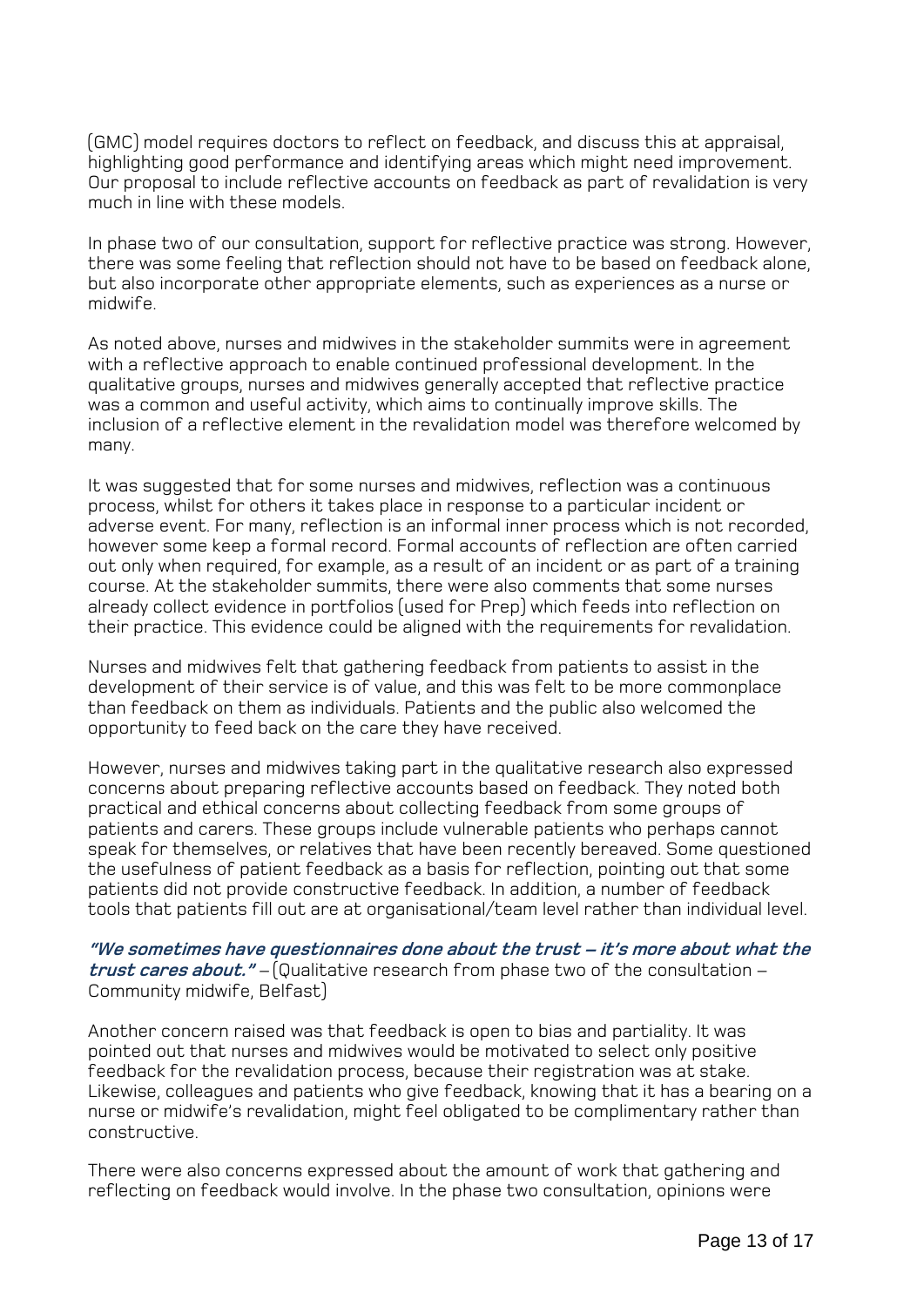(GMC) model requires doctors to reflect on feedback, and discuss this at appraisal, highlighting good performance and identifying areas which might need improvement. Our proposal to include reflective accounts on feedback as part of revalidation is very much in line with these models.

In phase two of our consultation, support for reflective practice was strong. However, there was some feeling that reflection should not have to be based on feedback alone, but also incorporate other appropriate elements, such as experiences as a nurse or midwife.

As noted above, nurses and midwives in the stakeholder summits were in agreement with a reflective approach to enable continued professional development. In the qualitative groups, nurses and midwives generally accepted that reflective practice was a common and useful activity, which aims to continually improve skills. The inclusion of a reflective element in the revalidation model was therefore welcomed by many.

It was suggested that for some nurses and midwives, reflection was a continuous process, whilst for others it takes place in response to a particular incident or adverse event. For many, reflection is an informal inner process which is not recorded, however some keep a formal record. Formal accounts of reflection are often carried out only when required, for example, as a result of an incident or as part of a training course. At the stakeholder summits, there were also comments that some nurses already collect evidence in portfolios (used for Prep) which feeds into reflection on their practice. This evidence could be aligned with the requirements for revalidation.

Nurses and midwives felt that gathering feedback from patients to assist in the development of their service is of value, and this was felt to be more commonplace than feedback on them as individuals. Patients and the public also welcomed the opportunity to feed back on the care they have received.

However, nurses and midwives taking part in the qualitative research also expressed concerns about preparing reflective accounts based on feedback. They noted both practical and ethical concerns about collecting feedback from some groups of patients and carers. These groups include vulnerable patients who perhaps cannot speak for themselves, or relatives that have been recently bereaved. Some questioned the usefulness of patient feedback as a basis for reflection, pointing out that some patients did not provide constructive feedback. In addition, a number of feedback tools that patients fill out are at organisational/team level rather than individual level.

***"We sometimes have questionnaires done about the trust – it's more about what the trust cares about."*** – (Qualitative research from phase two of the consultation – Community midwife, Belfast)

Another concern raised was that feedback is open to bias and partiality. It was pointed out that nurses and midwives would be motivated to select only positive feedback for the revalidation process, because their registration was at stake. Likewise, colleagues and patients who give feedback, knowing that it has a bearing on a nurse or midwife's revalidation, might feel obligated to be complimentary rather than constructive.

There were also concerns expressed about the amount of work that gathering and reflecting on feedback would involve. In the phase two consultation, opinions were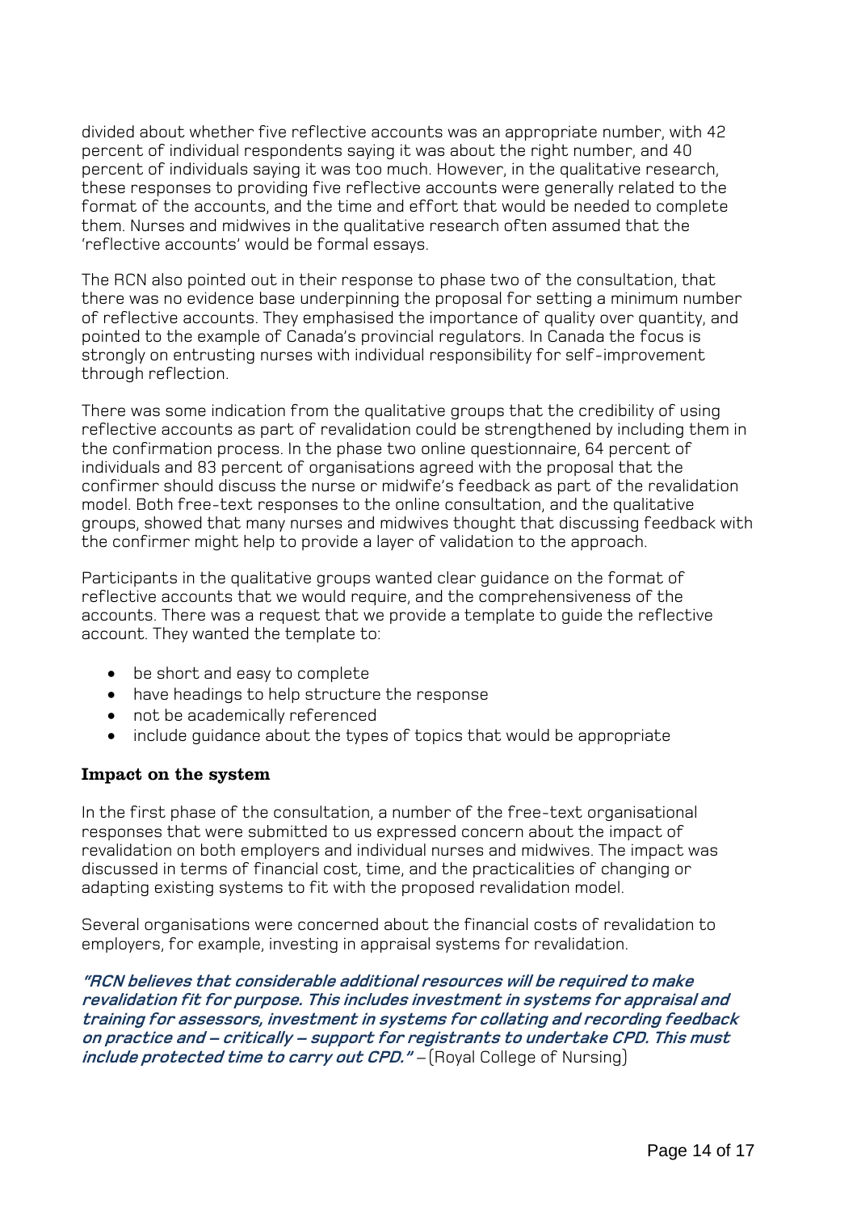divided about whether five reflective accounts was an appropriate number, with 42 percent of individual respondents saying it was about the right number, and 40 percent of individuals saying it was too much. However, in the qualitative research, these responses to providing five reflective accounts were generally related to the format of the accounts, and the time and effort that would be needed to complete them. Nurses and midwives in the qualitative research often assumed that the 'reflective accounts' would be formal essays.

The RCN also pointed out in their response to phase two of the consultation, that there was no evidence base underpinning the proposal for setting a minimum number of reflective accounts. They emphasised the importance of quality over quantity, and pointed to the example of Canada's provincial regulators. In Canada the focus is strongly on entrusting nurses with individual responsibility for self-improvement through reflection.

There was some indication from the qualitative groups that the credibility of using reflective accounts as part of revalidation could be strengthened by including them in the confirmation process. In the phase two online questionnaire, 64 percent of individuals and 83 percent of organisations agreed with the proposal that the confirmer should discuss the nurse or midwife's feedback as part of the revalidation model. Both free-text responses to the online consultation, and the qualitative groups, showed that many nurses and midwives thought that discussing feedback with the confirmer might help to provide a layer of validation to the approach.

Participants in the qualitative groups wanted clear guidance on the format of reflective accounts that we would require, and the comprehensiveness of the accounts. There was a request that we provide a template to guide the reflective account. They wanted the template to:

- be short and easy to complete
- have headings to help structure the response
- not be academically referenced
- include guidance about the types of topics that would be appropriate

### Impact on the system

In the first phase of the consultation, a number of the free-text organisational responses that were submitted to us expressed concern about the impact of revalidation on both employers and individual nurses and midwives. The impact was discussed in terms of financial cost, time, and the practicalities of changing or adapting existing systems to fit with the proposed revalidation model.

Several organisations were concerned about the financial costs of revalidation to employers, for example, investing in appraisal systems for revalidation.

***"RCN believes that considerable additional resources will be required to make revalidation fit for purpose. This includes investment in systems for appraisal and training for assessors, investment in systems for collating and recording feedback on practice and – critically – support for registrants to undertake CPD. This must include protected time to carry out CPD."*** – (Royal College of Nursing)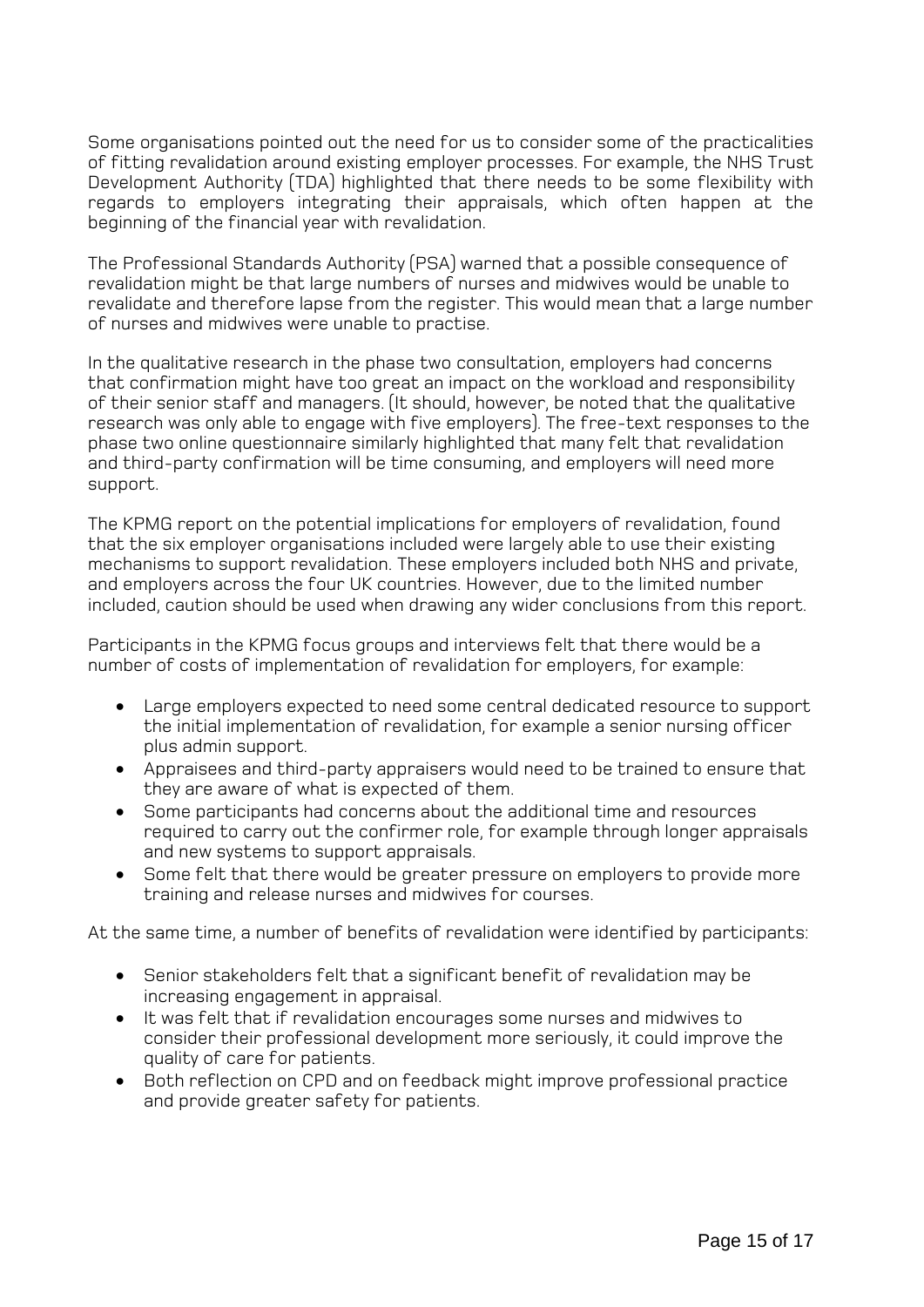Some organisations pointed out the need for us to consider some of the practicalities of fitting revalidation around existing employer processes. For example, the NHS Trust Development Authority (TDA) highlighted that there needs to be some flexibility with regards to employers integrating their appraisals, which often happen at the beginning of the financial year with revalidation.

The Professional Standards Authority (PSA) warned that a possible consequence of revalidation might be that large numbers of nurses and midwives would be unable to revalidate and therefore lapse from the register. This would mean that a large number of nurses and midwives were unable to practise.

In the qualitative research in the phase two consultation, employers had concerns that confirmation might have too great an impact on the workload and responsibility of their senior staff and managers. (It should, however, be noted that the qualitative research was only able to engage with five employers). The free-text responses to the phase two online questionnaire similarly highlighted that many felt that revalidation and third-party confirmation will be time consuming, and employers will need more support.

The KPMG report on the potential implications for employers of revalidation, found that the six employer organisations included were largely able to use their existing mechanisms to support revalidation. These employers included both NHS and private, and employers across the four UK countries. However, due to the limited number included, caution should be used when drawing any wider conclusions from this report.

Participants in the KPMG focus groups and interviews felt that there would be a number of costs of implementation of revalidation for employers, for example:

- Large employers expected to need some central dedicated resource to support the initial implementation of revalidation, for example a senior nursing officer plus admin support.
- Appraisees and third-party appraisers would need to be trained to ensure that they are aware of what is expected of them.
- Some participants had concerns about the additional time and resources required to carry out the confirmer role, for example through longer appraisals and new systems to support appraisals.
- Some felt that there would be greater pressure on employers to provide more training and release nurses and midwives for courses.

At the same time, a number of benefits of revalidation were identified by participants:

- Senior stakeholders felt that a significant benefit of revalidation may be increasing engagement in appraisal.
- It was felt that if revalidation encourages some nurses and midwives to consider their professional development more seriously, it could improve the quality of care for patients.
- Both reflection on CPD and on feedback might improve professional practice and provide greater safety for patients.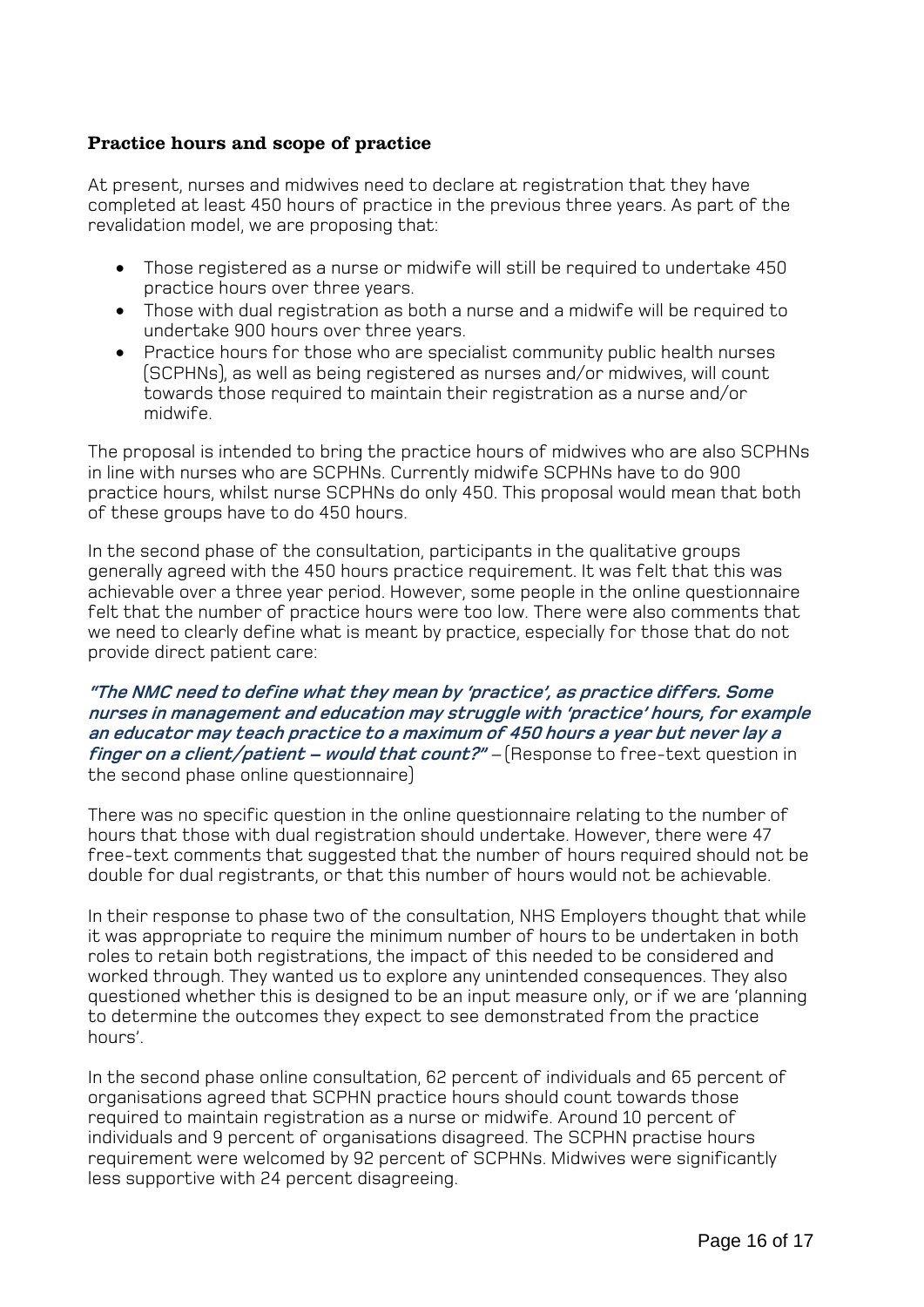**Practice hours and scope of practice**

At present, nurses and midwives need to declare at registration that they have completed at least 450 hours of practice in the previous three years. As part of the revalidation model, we are proposing that:

- Those registered as a nurse or midwife will still be required to undertake 450 practice hours over three years.
- Those with dual registration as both a nurse and a midwife will be required to undertake 900 hours over three years.
- Practice hours for those who are specialist community public health nurses (SCPHNs), as well as being registered as nurses and/or midwives, will count towards those required to maintain their registration as a nurse and/or midwife.

The proposal is intended to bring the practice hours of midwives who are also SCPHNs in line with nurses who are SCPHNs. Currently midwife SCPHNs have to do 900 practice hours, whilst nurse SCPHNs do only 450. This proposal would mean that both of these groups have to do 450 hours.

In the second phase of the consultation, participants in the qualitative groups generally agreed with the 450 hours practice requirement. It was felt that this was achievable over a three year period. However, some people in the online questionnaire felt that the number of practice hours were too low. There were also comments that we need to clearly define what is meant by practice, especially for those that do not provide direct patient care:

***"The NMC need to define what they mean by 'practice', as practice differs. Some nurses in management and education may struggle with 'practice' hours, for example an educator may teach practice to a maximum of 450 hours a year but never lay a finger on a client/patient – would that count?"*** – (Response to free-text question in the second phase online questionnaire)

There was no specific question in the online questionnaire relating to the number of hours that those with dual registration should undertake. However, there were 47 free-text comments that suggested that the number of hours required should not be double for dual registrants, or that this number of hours would not be achievable.

In their response to phase two of the consultation, NHS Employers thought that while it was appropriate to require the minimum number of hours to be undertaken in both roles to retain both registrations, the impact of this needed to be considered and worked through. They wanted us to explore any unintended consequences. They also questioned whether this is designed to be an input measure only, or if we are 'planning to determine the outcomes they expect to see demonstrated from the practice hours'.

In the second phase online consultation, 62 percent of individuals and 65 percent of organisations agreed that SCPHN practice hours should count towards those required to maintain registration as a nurse or midwife. Around 10 percent of individuals and 9 percent of organisations disagreed. The SCPHN practise hours requirement were welcomed by 92 percent of SCPHNs. Midwives were significantly less supportive with 24 percent disagreeing.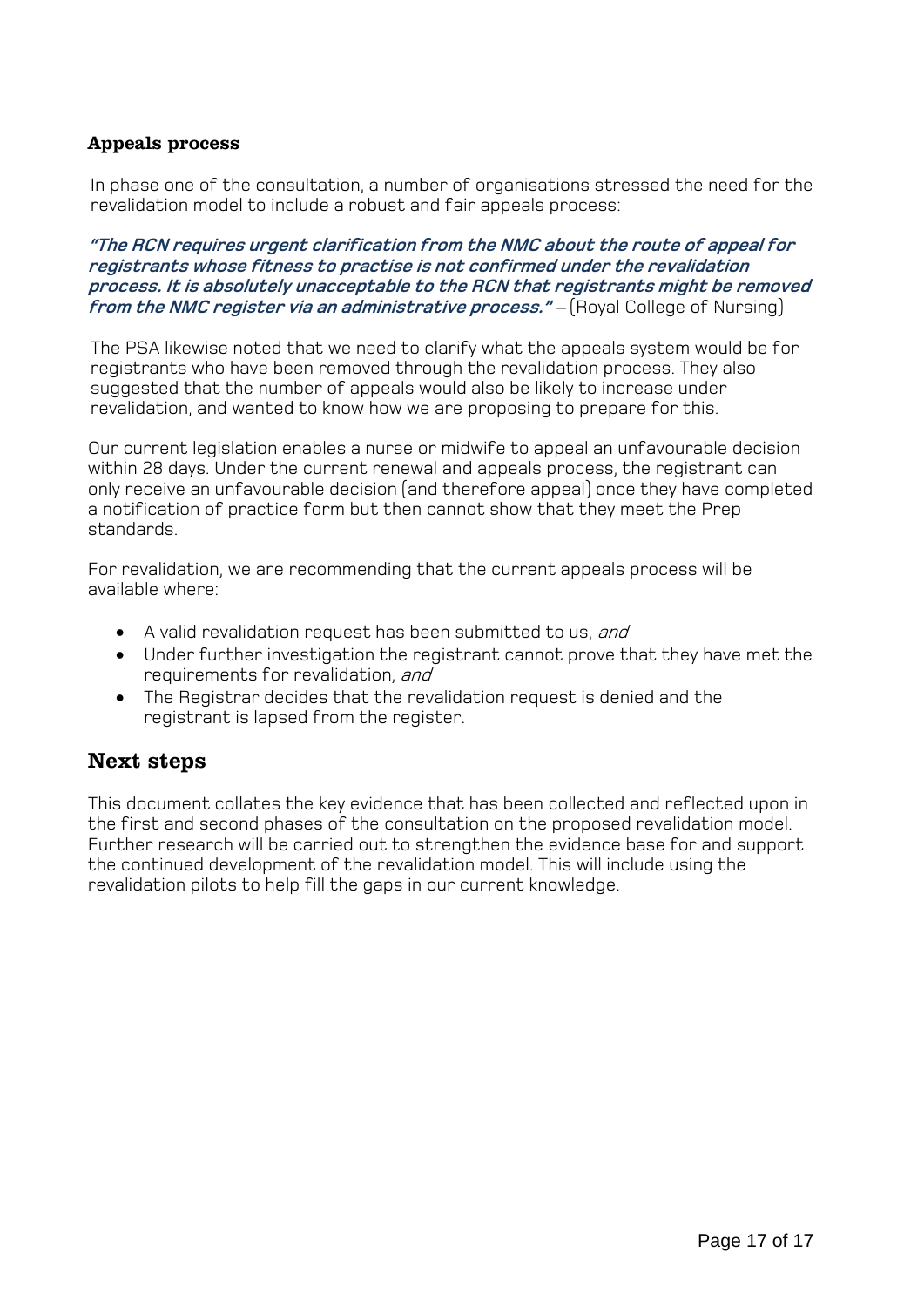### Appeals process

In phase one of the consultation, a number of organisations stressed the need for the revalidation model to include a robust and fair appeals process:

***"The RCN requires urgent clarification from the NMC about the route of appeal for registrants whose fitness to practise is not confirmed under the revalidation process. It is absolutely unacceptable to the RCN that registrants might be removed from the NMC register via an administrative process."*** – (Royal College of Nursing)

The PSA likewise noted that we need to clarify what the appeals system would be for registrants who have been removed through the revalidation process. They also suggested that the number of appeals would also be likely to increase under revalidation, and wanted to know how we are proposing to prepare for this.

Our current legislation enables a nurse or midwife to appeal an unfavourable decision within 28 days. Under the current renewal and appeals process, the registrant can only receive an unfavourable decision (and therefore appeal) once they have completed a notification of practice form but then cannot show that they meet the Prep standards.

For revalidation, we are recommending that the current appeals process will be available where:

- A valid revalidation request has been submitted to us, *and*
- Under further investigation the registrant cannot prove that they have met the requirements for revalidation, *and*
- The Registrar decides that the revalidation request is denied and the registrant is lapsed from the register.

## Next steps

This document collates the key evidence that has been collected and reflected upon in the first and second phases of the consultation on the proposed revalidation model. Further research will be carried out to strengthen the evidence base for and support the continued development of the revalidation model. This will include using the revalidation pilots to help fill the gaps in our current knowledge.